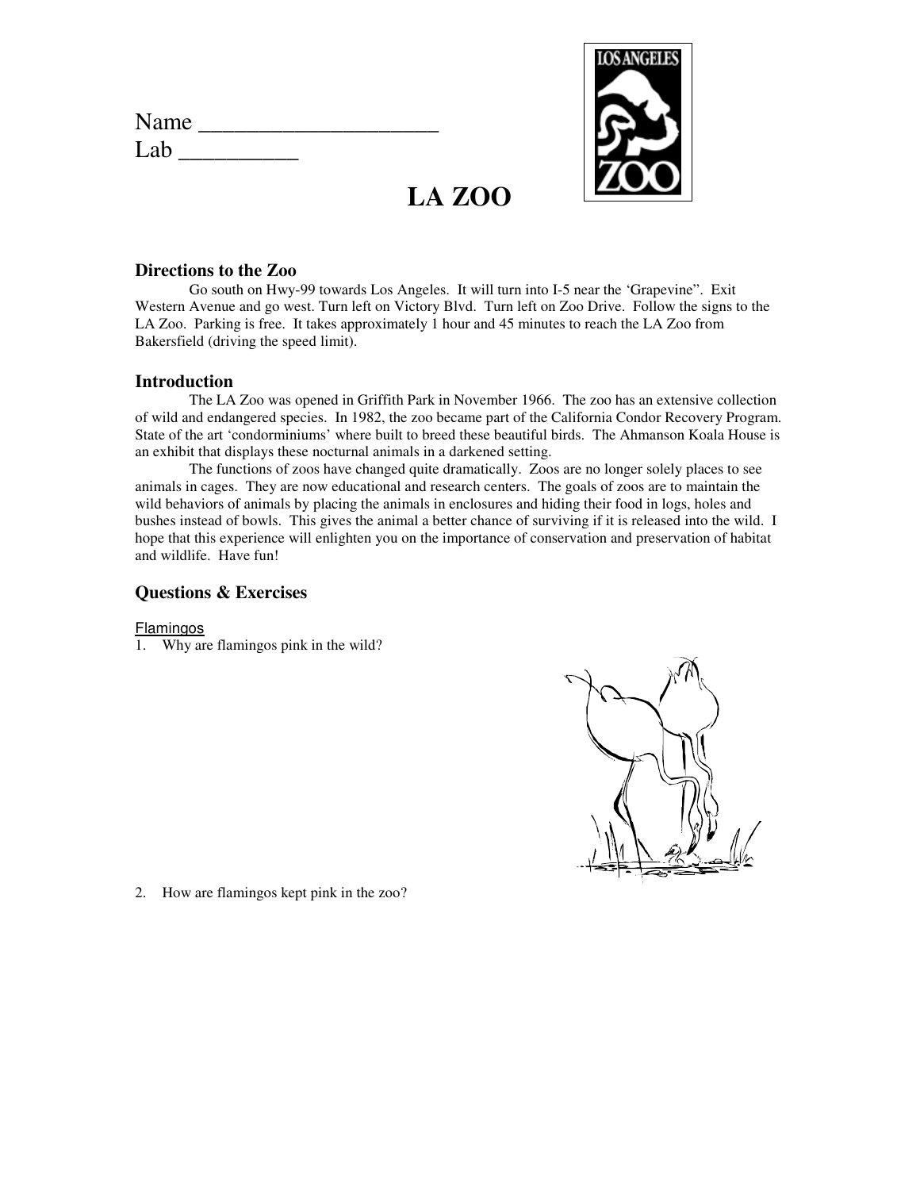Name ____________________
Lab __________

# LA ZOO

### Directions to the Zoo

Go south on Hwy-99 towards Los Angeles. It will turn into I-5 near the 'Grapevine". Exit Western Avenue and go west. Turn left on Victory Blvd. Turn left on Zoo Drive. Follow the signs to the LA Zoo. Parking is free. It takes approximately 1 hour and 45 minutes to reach the LA Zoo from Bakersfield (driving the speed limit).

### Introduction

The LA Zoo was opened in Griffith Park in November 1966. The zoo has an extensive collection of wild and endangered species. In 1982, the zoo became part of the California Condor Recovery Program. State of the art 'condorminiums' where built to breed these beautiful birds. The Ahmanson Koala House is an exhibit that displays these nocturnal animals in a darkened setting.

The functions of zoos have changed quite dramatically. Zoos are no longer solely places to see animals in cages. They are now educational and research centers. The goals of zoos are to maintain the wild behaviors of animals by placing the animals in enclosures and hiding their food in logs, holes and bushes instead of bowls. This gives the animal a better chance of surviving if it is released into the wild. I hope that this experience will enlighten you on the importance of conservation and preservation of habitat and wildlife. Have fun!

### Questions & Exercises

Flamingos

1. Why are flamingos pink in the wild?

2. How are flamingos kept pink in the zoo?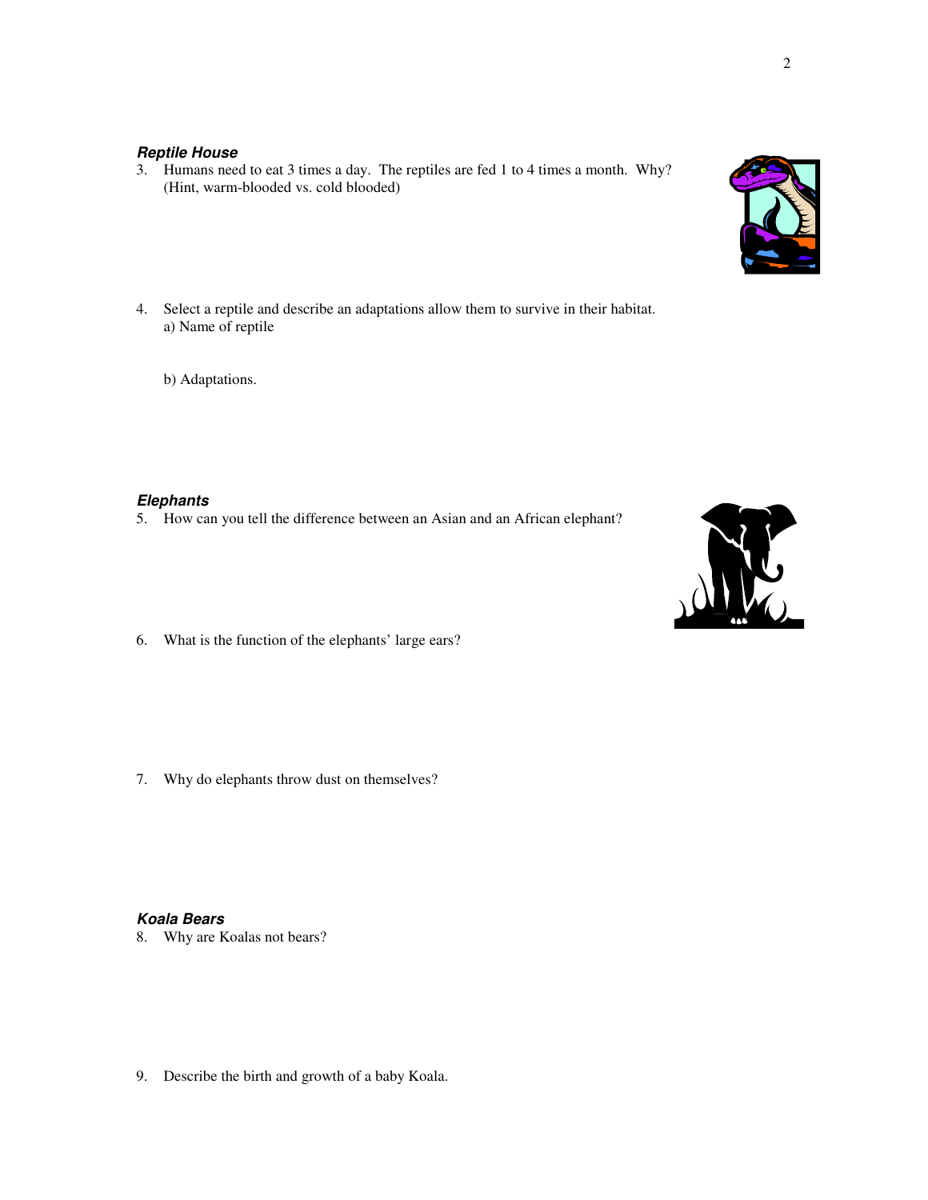***Reptile House***

3. Humans need to eat 3 times a day. The reptiles are fed 1 to 4 times a month. Why? (Hint, warm-blooded vs. cold blooded)

4. Select a reptile and describe an adaptations allow them to survive in their habitat.
   a) Name of reptile

   b) Adaptations.

***Elephants***

5. How can you tell the difference between an Asian and an African elephant?

6. What is the function of the elephants' large ears?

7. Why do elephants throw dust on themselves?

***Koala Bears***

8. Why are Koalas not bears?

9. Describe the birth and growth of a baby Koala.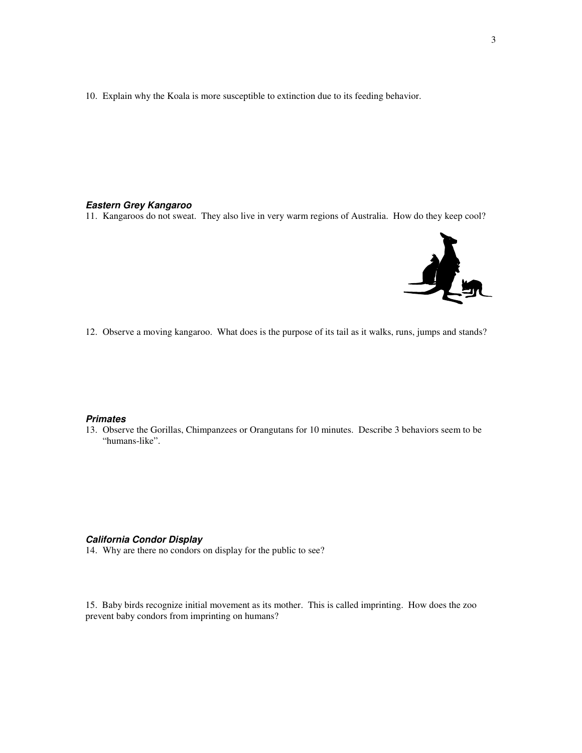10. Explain why the Koala is more susceptible to extinction due to its feeding behavior.

***Eastern Grey Kangaroo***

11. Kangaroos do not sweat. They also live in very warm regions of Australia. How do they keep cool?

12. Observe a moving kangaroo. What does is the purpose of its tail as it walks, runs, jumps and stands?

***Primates***

13. Observe the Gorillas, Chimpanzees or Orangutans for 10 minutes. Describe 3 behaviors seem to be "humans-like".

***California Condor Display***

14. Why are there no condors on display for the public to see?

15. Baby birds recognize initial movement as its mother. This is called imprinting. How does the zoo prevent baby condors from imprinting on humans?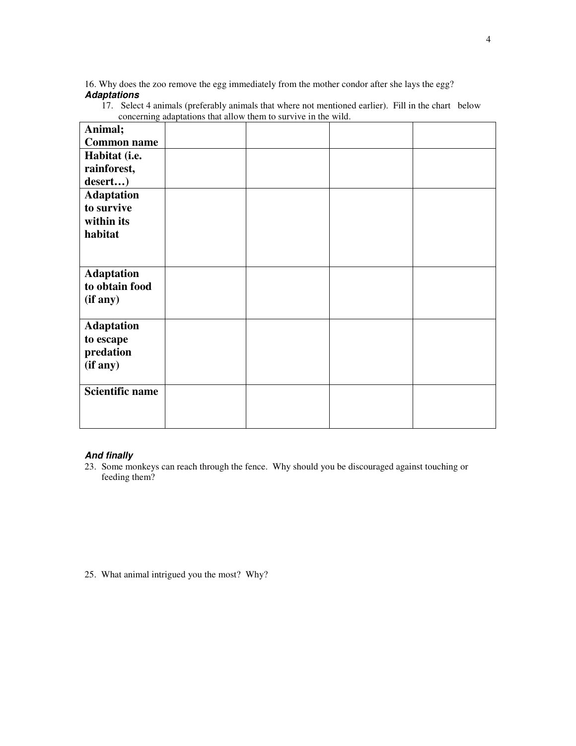16. Why does the zoo remove the egg immediately from the mother condor after she lays the egg?

***Adaptations***

17. Select 4 animals (preferably animals that where not mentioned earlier). Fill in the chart below concerning adaptations that allow them to survive in the wild.

| | | | | |
|---|---|---|---|---|
| **Animal; Common name** | | | | |
| **Habitat (i.e. rainforest, desert…)** | | | | |
| **Adaptation to survive within its habitat** | | | | |
| **Adaptation to obtain food (if any)** | | | | |
| **Adaptation to escape predation (if any)** | | | | |
| **Scientific name** | | | | |

***And finally***

23. Some monkeys can reach through the fence. Why should you be discouraged against touching or feeding them?

25. What animal intrigued you the most? Why?